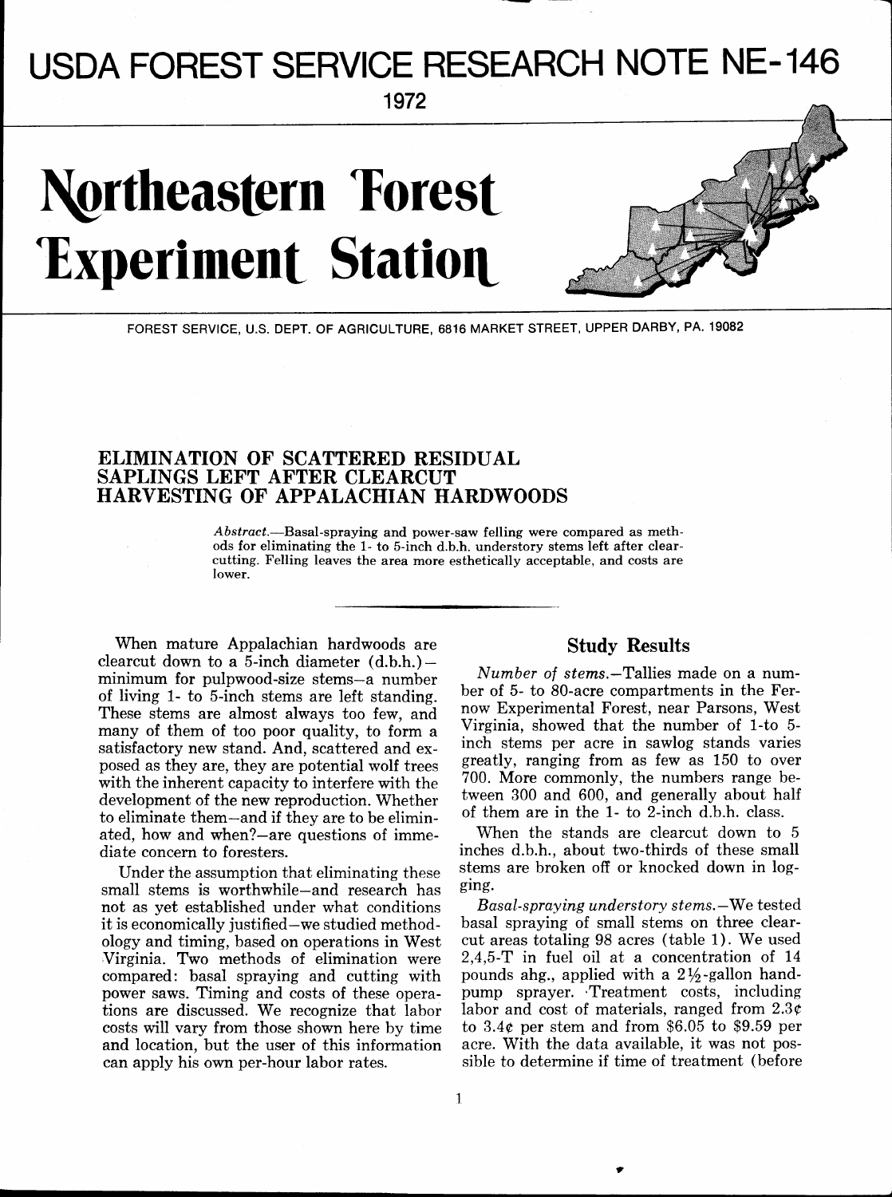# USDA FOREST SERVICE RESEARCH NOTE NE-146

1972

# Northeastern Forest Experiment Station

FOREST SERVICE, U.S. DEPT. OF AGRICULTURE, 6816 MARKET STREET, UPPER DARBY, PA. 19082

## ELIMINATION OF SCATTERED RESIDUAL SAPLINGS LEFT AFTER CLEARCUT HARVESTING OF APPALACHIAN HARDWOODS

*Abstract.*—Basal-spraying and power-saw felling were compared as methods for eliminating the 1- to 5-inch d.b.h. understory stems left after clearcutting. Felling leaves the area more esthetically acceptable, and costs are lower.

When mature Appalachian hardwoods are clearcut down to a 5-inch diameter (d.b.h.)—minimum for pulpwood-size stems—a number of living 1- to 5-inch stems are left standing. These stems are almost always too few, and many of them of too poor quality, to form a satisfactory new stand. And, scattered and exposed as they are, they are potential wolf trees with the inherent capacity to interfere with the development of the new reproduction. Whether to eliminate them—and if they are to be eliminated, how and when?—are questions of immediate concern to foresters.

Under the assumption that eliminating these small stems is worthwhile—and research has not as yet established under what conditions it is economically justified—we studied methodology and timing, based on operations in West Virginia. Two methods of elimination were compared: basal spraying and cutting with power saws. Timing and costs of these operations are discussed. We recognize that labor costs will vary from those shown here by time and location, but the user of this information can apply his own per-hour labor rates.

## Study Results

*Number of stems.*—Tallies made on a number of 5- to 80-acre compartments in the Fernow Experimental Forest, near Parsons, West Virginia, showed that the number of 1-to 5-inch stems per acre in sawlog stands varies greatly, ranging from as few as 150 to over 700. More commonly, the numbers range between 300 and 600, and generally about half of them are in the 1- to 2-inch d.b.h. class.

When the stands are clearcut down to 5 inches d.b.h., about two-thirds of these small stems are broken off or knocked down in logging.

*Basal-spraying understory stems.*—We tested basal spraying of small stems on three clearcut areas totaling 98 acres (table 1). We used 2,4,5-T in fuel oil at a concentration of 14 pounds ahg., applied with a 2½-gallon hand-pump sprayer. Treatment costs, including labor and cost of materials, ranged from 2.3¢ to 3.4¢ per stem and from $6.05 to $9.59 per acre. With the data available, it was not possible to determine if time of treatment (before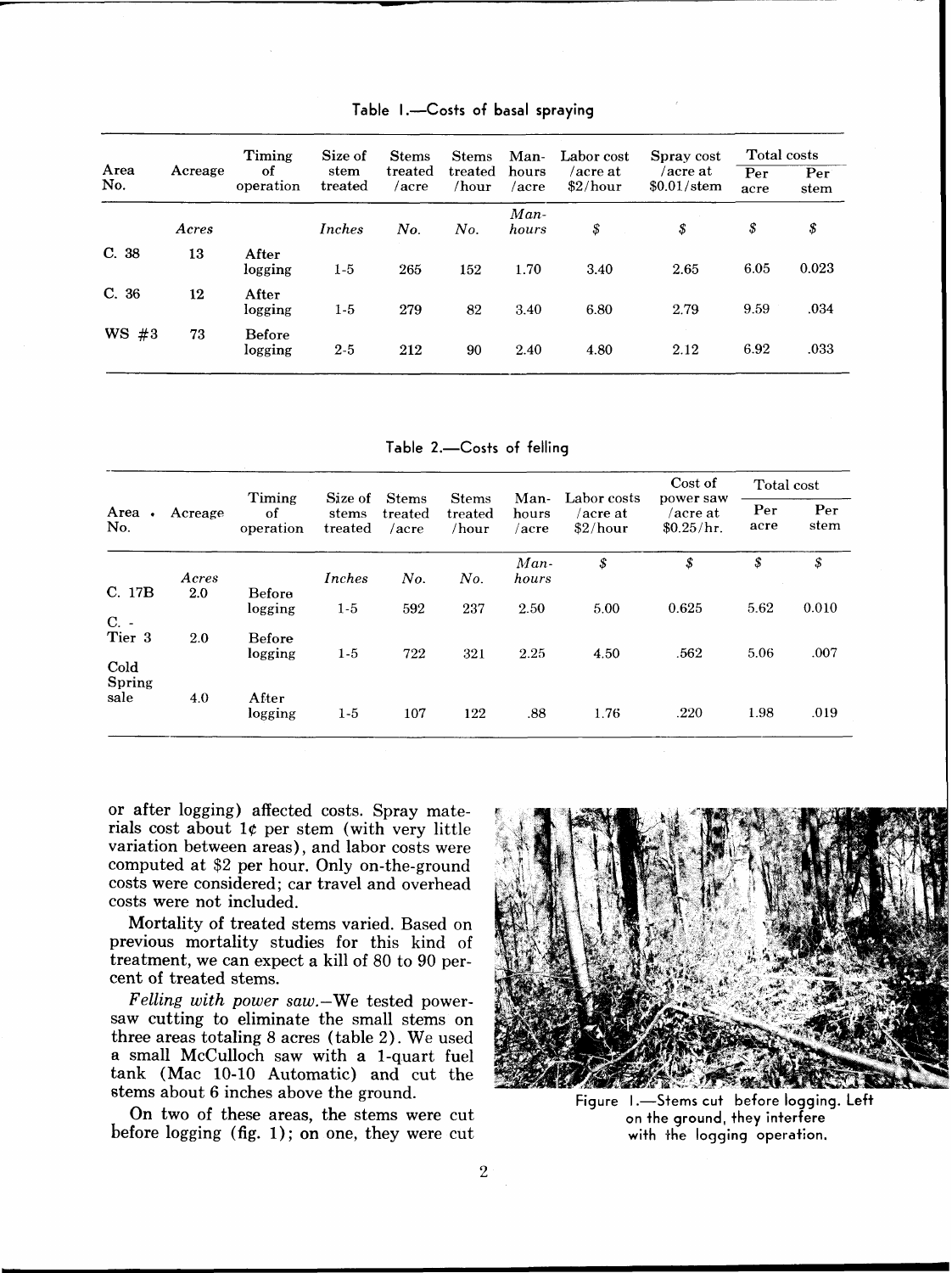Table 1.—Costs of basal spraying

| Area No. | Acreage | Timing of operation | Size of stem treated | Stems treated /acre | Stems treated /hour | Man-hours /acre | Labor cost /acre at $2/hour | Spray cost /acre at $0.01/stem | Total costs | |
|---|---|---|---|---|---|---|---|---|---|---|
| | | | | | | | | | Per acre | Per stem |
| | Acres | | Inches | No. | No. | Man-hours | $ | $ | $ | $ |
| C. 38 | 13 | After logging | 1-5 | 265 | 152 | 1.70 | 3.40 | 2.65 | 6.05 | 0.023 |
| C. 36 | 12 | After logging | 1-5 | 279 | 82 | 3.40 | 6.80 | 2.79 | 9.59 | .034 |
| WS #3 | 73 | Before logging | 2-5 | 212 | 90 | 2.40 | 4.80 | 2.12 | 6.92 | .033 |

Table 2.—Costs of felling

| Area No. | Acreage | Timing of operation | Size of stems treated | Stems treated /acre | Stems treated /hour | Man-hours /acre | Labor costs /acre at $2/hour | Cost of power saw /acre at $0.25/hr. | Total cost | |
|---|---|---|---|---|---|---|---|---|---|---|
| | | | | | | | | | Per acre | Per stem |
| | Acres | | Inches | No. | No. | Man-hours | $ | $ | $ | $ |
| C. 17B | 2.0 | Before logging | 1-5 | 592 | 237 | 2.50 | 5.00 | 0.625 | 5.62 | 0.010 |
| C. - Tier 3 | 2.0 | Before logging | 1-5 | 722 | 321 | 2.25 | 4.50 | .562 | 5.06 | .007 |
| Cold Spring sale | 4.0 | After logging | 1-5 | 107 | 122 | .88 | 1.76 | .220 | 1.98 | .019 |

or after logging) affected costs. Spray materials cost about 1¢ per stem (with very little variation between areas), and labor costs were computed at $2 per hour. Only on-the-ground costs were considered; car travel and overhead costs were not included.

Mortality of treated stems varied. Based on previous mortality studies for this kind of treatment, we can expect a kill of 80 to 90 percent of treated stems.

*Felling with power saw.*—We tested power-saw cutting to eliminate the small stems on three areas totaling 8 acres (table 2). We used a small McCulloch saw with a 1-quart fuel tank (Mac 10-10 Automatic) and cut the stems about 6 inches above the ground.

On two of these areas, the stems were cut before logging (fig. 1); on one, they were cut

Figure 1.—Stems cut before logging. Left on the ground, they interfere with the logging operation.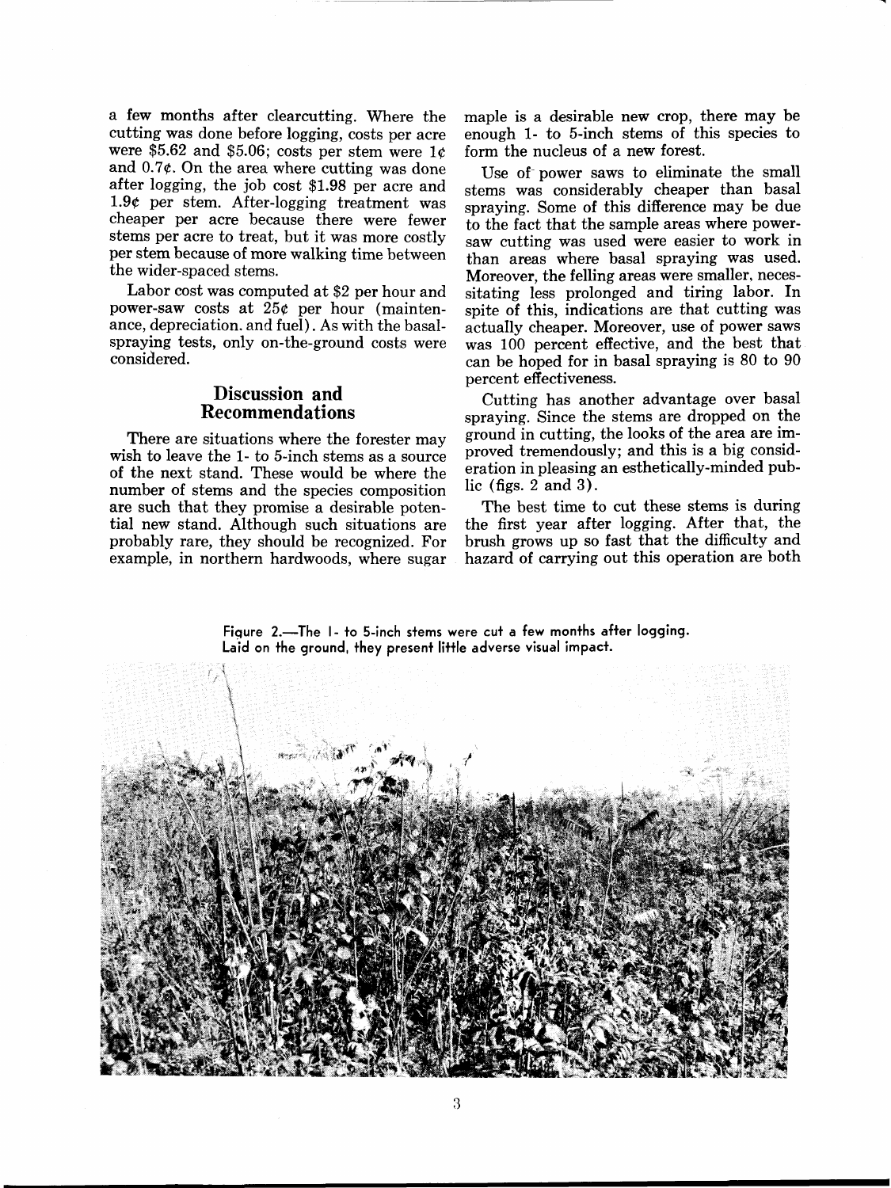a few months after clearcutting. Where the cutting was done before logging, costs per acre were \$5.62 and \$5.06; costs per stem were 1¢ and 0.7¢. On the area where cutting was done after logging, the job cost \$1.98 per acre and 1.9¢ per stem. After-logging treatment was cheaper per acre because there were fewer stems per acre to treat, but it was more costly per stem because of more walking time between the wider-spaced stems.

Labor cost was computed at \$2 per hour and power-saw costs at 25¢ per hour (maintenance, depreciation, and fuel). As with the basal-spraying tests, only on-the-ground costs were considered.

## Discussion and Recommendations

There are situations where the forester may wish to leave the 1- to 5-inch stems as a source of the next stand. These would be where the number of stems and the species composition are such that they promise a desirable potential new stand. Although such situations are probably rare, they should be recognized. For example, in northern hardwoods, where sugar maple is a desirable new crop, there may be enough 1- to 5-inch stems of this species to form the nucleus of a new forest.

Use of power saws to eliminate the small stems was considerably cheaper than basal spraying. Some of this difference may be due to the fact that the sample areas where power-saw cutting was used were easier to work in than areas where basal spraying was used. Moreover, the felling areas were smaller, necessitating less prolonged and tiring labor. In spite of this, indications are that cutting was actually cheaper. Moreover, use of power saws was 100 percent effective, and the best that can be hoped for in basal spraying is 80 to 90 percent effectiveness.

Cutting has another advantage over basal spraying. Since the stems are dropped on the ground in cutting, the looks of the area are improved tremendously; and this is a big consideration in pleasing an esthetically-minded public (figs. 2 and 3).

The best time to cut these stems is during the first year after logging. After that, the brush grows up so fast that the difficulty and hazard of carrying out this operation are both

Figure 2.—The 1- to 5-inch stems were cut a few months after logging. Laid on the ground, they present little adverse visual impact.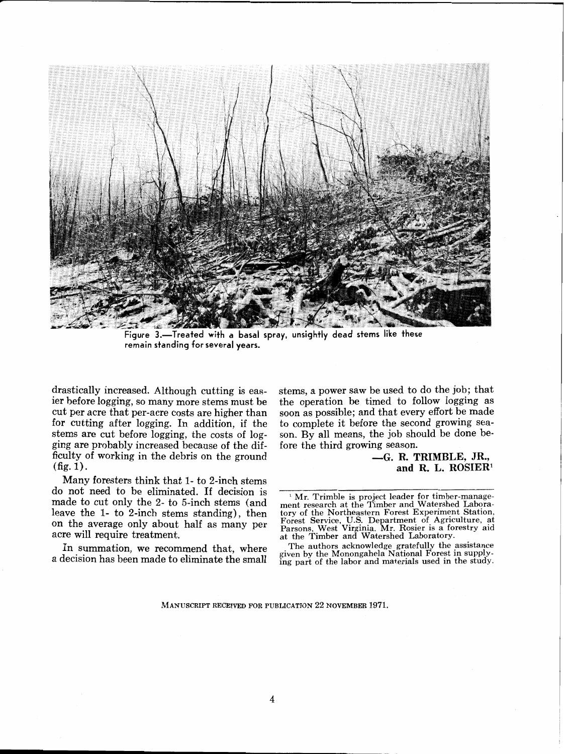Figure 3.—Treated with a basal spray, unsightly dead stems like these remain standing for several years.

drastically increased. Although cutting is easier before logging, so many more stems must be cut per acre that per-acre costs are higher than for cutting after logging. In addition, if the stems are cut before logging, the costs of logging are probably increased because of the difficulty of working in the debris on the ground (fig. 1).

Many foresters think that 1- to 2-inch stems do not need to be eliminated. If decision is made to cut only the 2- to 5-inch stems (and leave the 1- to 2-inch stems standing), then on the average only about half as many per acre will require treatment.

In summation, we recommend that, where a decision has been made to eliminate the small stems, a power saw be used to do the job; that the operation be timed to follow logging as soon as possible; and that every effort be made to complete it before the second growing season. By all means, the job should be done before the third growing season.

**—G. R. TRIMBLE, JR., and R. L. ROSIER**[1]

---

[1] Mr. Trimble is project leader for timber-management research at the Timber and Watershed Laboratory of the Northeastern Forest Experiment Station, Forest Service, U.S. Department of Agriculture, at Parsons, West Virginia. Mr. Rosier is a forestry aid at the Timber and Watershed Laboratory.

The authors acknowledge gratefully the assistance given by the Monongahela National Forest in supplying part of the labor and materials used in the study.

MANUSCRIPT RECEIVED FOR PUBLICATION 22 NOVEMBER 1971.